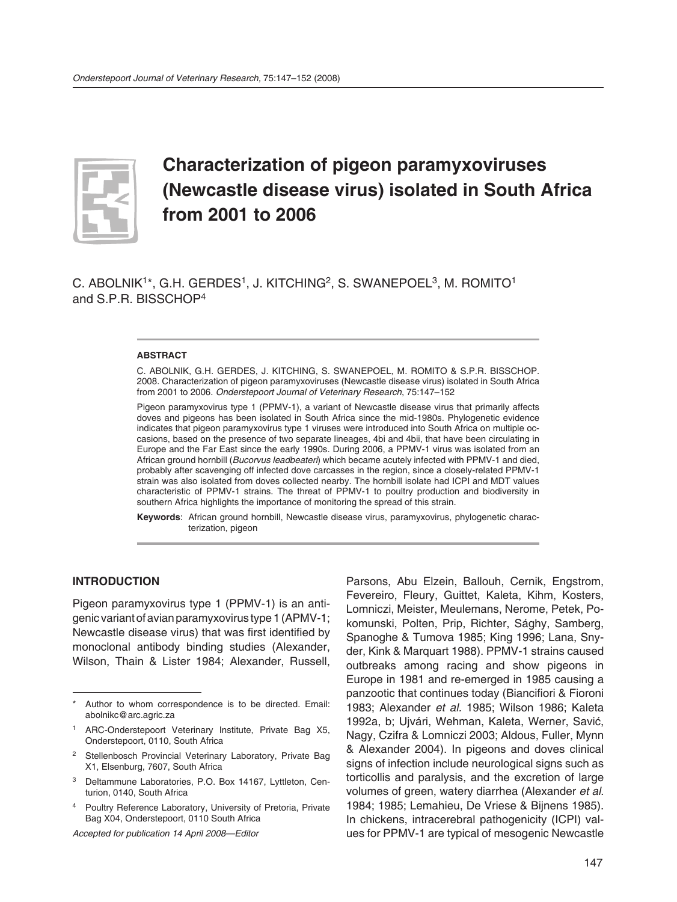# Characterization of pigeon paramyxoviruses (Newcastle disease virus) isolated in South Africa from 2001 to 2006

C. ABOLNIK[1]*, G.H. GERDES[1], J. KITCHING[2], S. SWANEPOEL[3], M. ROMITO[1] and S.P.R. BISSCHOP[4]

### ABSTRACT

C. ABOLNIK, G.H. GERDES, J. KITCHING, S. SWANEPOEL, M. ROMITO & S.P.R. BISSCHOP. 2008. Characterization of pigeon paramyxoviruses (Newcastle disease virus) isolated in South Africa from 2001 to 2006. *Onderstepoort Journal of Veterinary Research*, 75:147–152

Pigeon paramyxovirus type 1 (PPMV-1), a variant of Newcastle disease virus that primarily affects doves and pigeons has been isolated in South Africa since the mid-1980s. Phylogenetic evidence indicates that pigeon paramyxovirus type 1 viruses were introduced into South Africa on multiple occasions, based on the presence of two separate lineages, 4bi and 4bii, that have been circulating in Europe and the Far East since the early 1990s. During 2006, a PPMV-1 virus was isolated from an African ground hornbill (*Bucorvus leadbeateri*) which became acutely infected with PPMV-1 and died, probably after scavenging off infected dove carcasses in the region, since a closely-related PPMV-1 strain was also isolated from doves collected nearby. The hornbill isolate had ICPI and MDT values characteristic of PPMV-1 strains. The threat of PPMV-1 to poultry production and biodiversity in southern Africa highlights the importance of monitoring the spread of this strain.

**Keywords**: African ground hornbill, Newcastle disease virus, paramyxovirus, phylogenetic characterization, pigeon

### INTRODUCTION

Pigeon paramyxovirus type 1 (PPMV-1) is an antigenic variant of avian paramyxovirus type 1 (APMV-1; Newcastle disease virus) that was first identified by monoclonal antibody binding studies (Alexander, Wilson, Thain & Lister 1984; Alexander, Russell, Parsons, Abu Elzein, Ballouh, Cernik, Engstrom, Fevereiro, Fleury, Guittet, Kaleta, Kihm, Kosters, Lomniczi, Meister, Meulemans, Nerome, Petek, Pokomunski, Polten, Prip, Richter, Sághy, Samberg, Spanoghe & Tumova 1985; King 1996; Lana, Snyder, Kink & Marquart 1988). PPMV-1 strains caused outbreaks among racing and show pigeons in Europe in 1981 and re-emerged in 1985 causing a panzootic that continues today (Biancifiori & Fioroni 1983; Alexander *et al.* 1985; Wilson 1986; Kaleta 1992a, b; Ujvári, Wehman, Kaleta, Werner, Savić, Nagy, Czifra & Lomniczi 2003; Aldous, Fuller, Mynn & Alexander 2004). In pigeons and doves clinical signs of infection include neurological signs such as torticollis and paralysis, and the excretion of large volumes of green, watery diarrhea (Alexander *et al.* 1984; 1985; Lemahieu, De Vriese & Bijnens 1985). In chickens, intracerebral pathogenicity (ICPI) values for PPMV-1 are typical of mesogenic Newcastle

---

\* Author to whom correspondence is to be directed. Email: abolnikc@arc.agric.za

[1] ARC-Onderstepoort Veterinary Institute, Private Bag X5, Onderstepoort, 0110, South Africa

[2] Stellenbosch Provincial Veterinary Laboratory, Private Bag X1, Elsenburg, 7607, South Africa

[3] Deltammune Laboratories, P.O. Box 14167, Lyttleton, Centurion, 0140, South Africa

[4] Poultry Reference Laboratory, University of Pretoria, Private Bag X04, Onderstepoort, 0110 South Africa

*Accepted for publication 14 April 2008—Editor*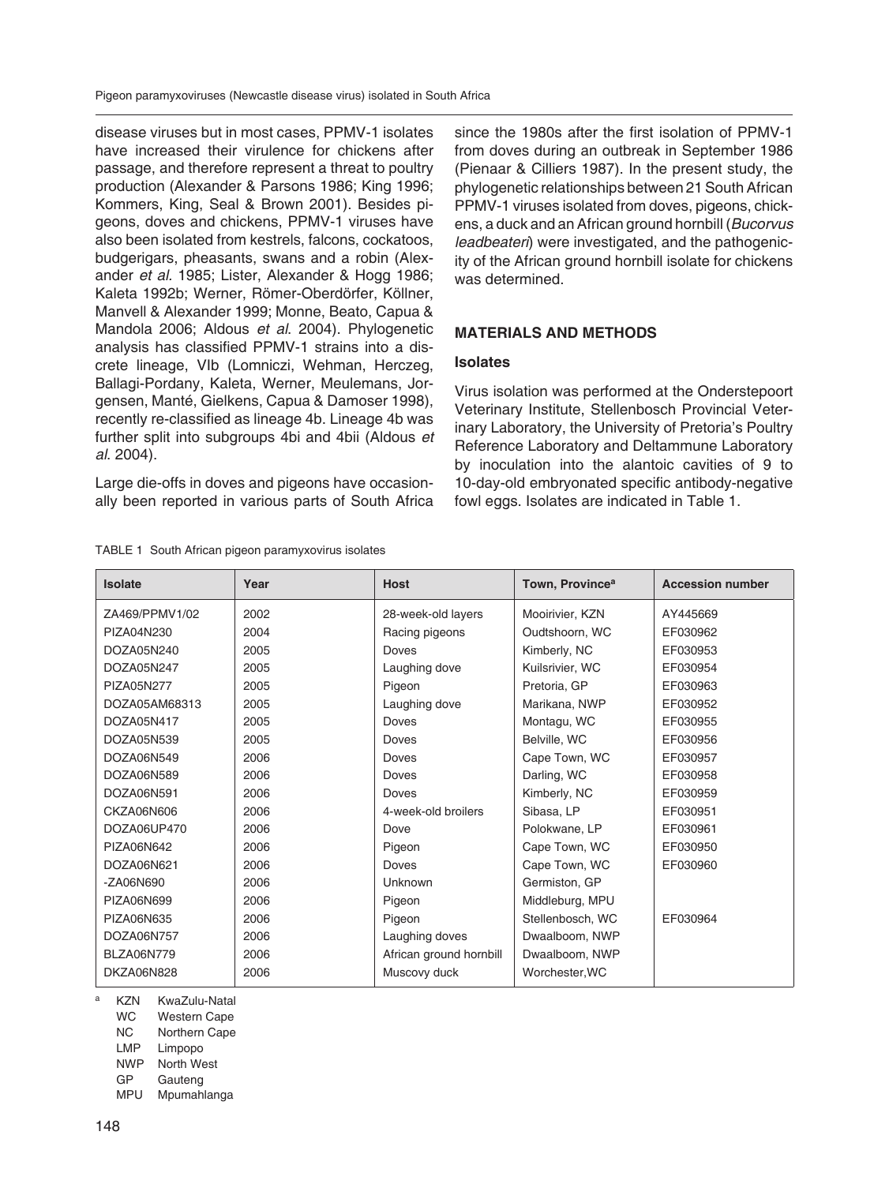disease viruses but in most cases, PPMV-1 isolates have increased their virulence for chickens after passage, and therefore represent a threat to poultry production (Alexander & Parsons 1986; King 1996; Kommers, King, Seal & Brown 2001). Besides pigeons, doves and chickens, PPMV-1 viruses have also been isolated from kestrels, falcons, cockatoos, budgerigars, pheasants, swans and a robin (Alexander *et al.* 1985; Lister, Alexander & Hogg 1986; Kaleta 1992b; Werner, Römer-Oberdörfer, Köllner, Manvell & Alexander 1999; Monne, Beato, Capua & Mandola 2006; Aldous *et al*. 2004). Phylogenetic analysis has classified PPMV-1 strains into a discrete lineage, VIb (Lomniczi, Wehman, Herczeg, Ballagi-Pordany, Kaleta, Werner, Meulemans, Jorgensen, Manté, Gielkens, Capua & Damoser 1998), recently re-classified as lineage 4b. Lineage 4b was further split into subgroups 4bi and 4bii (Aldous *et al*. 2004).

Large die-offs in doves and pigeons have occasionally been reported in various parts of South Africa since the 1980s after the first isolation of PPMV-1 from doves during an outbreak in September 1986 (Pienaar & Cilliers 1987). In the present study, the phylogenetic relationships between 21 South African PPMV-1 viruses isolated from doves, pigeons, chickens, a duck and an African ground hornbill (*Bucorvus leadbeateri*) were investigated, and the pathogenicity of the African ground hornbill isolate for chickens was determined.

## MATERIALS AND METHODS

### Isolates

Virus isolation was performed at the Onderstepoort Veterinary Institute, Stellenbosch Provincial Veterinary Laboratory, the University of Pretoria's Poultry Reference Laboratory and Deltammune Laboratory by inoculation into the alantoic cavities of 9 to 10-day-old embryonated specific antibody-negative fowl eggs. Isolates are indicated in Table 1.

TABLE 1 South African pigeon paramyxovirus isolates

| Isolate | Year | Host | Town, Province[a] | Accession number |
|---|---|---|---|---|
| ZA469/PPMV1/02 | 2002 | 28-week-old layers | Mooirivier, KZN | AY445669 |
| PIZA04N230 | 2004 | Racing pigeons | Oudtshoorn, WC | EF030962 |
| DOZA05N240 | 2005 | Doves | Kimberly, NC | EF030953 |
| DOZA05N247 | 2005 | Laughing dove | Kuilsrivier, WC | EF030954 |
| PIZA05N277 | 2005 | Pigeon | Pretoria, GP | EF030963 |
| DOZA05AM68313 | 2005 | Laughing dove | Marikana, NWP | EF030952 |
| DOZA05N417 | 2005 | Doves | Montagu, WC | EF030955 |
| DOZA05N539 | 2005 | Doves | Belville, WC | EF030956 |
| DOZA06N549 | 2006 | Doves | Cape Town, WC | EF030957 |
| DOZA06N589 | 2006 | Doves | Darling, WC | EF030958 |
| DOZA06N591 | 2006 | Doves | Kimberly, NC | EF030959 |
| CKZA06N606 | 2006 | 4-week-old broilers | Sibasa, LP | EF030951 |
| DOZA06UP470 | 2006 | Dove | Polokwane, LP | EF030961 |
| PIZA06N642 | 2006 | Pigeon | Cape Town, WC | EF030950 |
| DOZA06N621 | 2006 | Doves | Cape Town, WC | EF030960 |
| -ZA06N690 | 2006 | Unknown | Germiston, GP | |
| PIZA06N699 | 2006 | Pigeon | Middleburg, MPU | |
| PIZA06N635 | 2006 | Pigeon | Stellenbosch, WC | EF030964 |
| DOZA06N757 | 2006 | Laughing doves | Dwaalboom, NWP | |
| BLZA06N779 | 2006 | African ground hornbill | Dwaalboom, NWP | |
| DKZA06N828 | 2006 | Muscovy duck | Worchester,WC | |

[a] KZN KwaZulu-Natal
WC Western Cape
NC Northern Cape
LMP Limpopo
NWP North West
GP Gauteng
MPU Mpumahlanga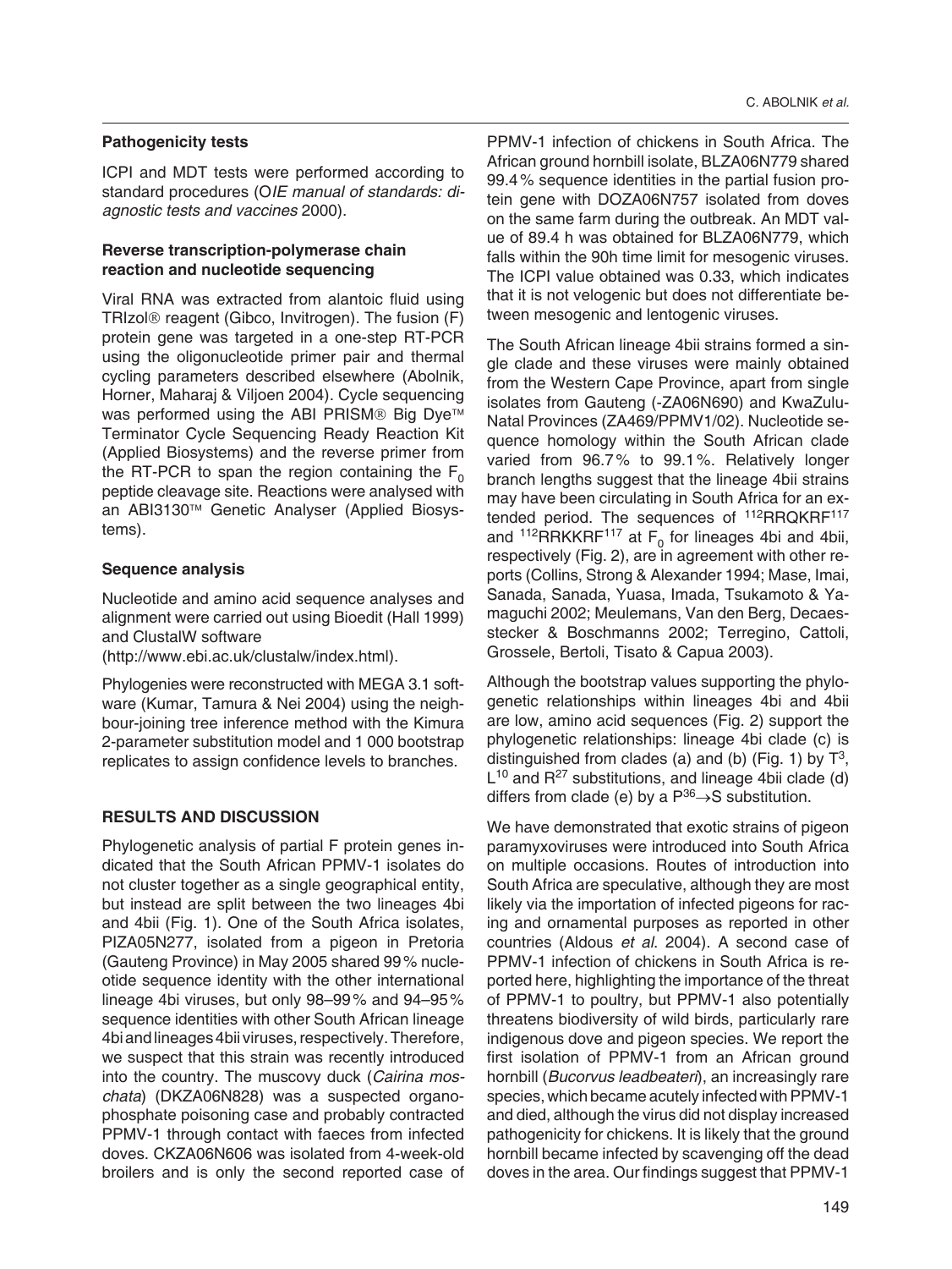### Pathogenicity tests

ICPI and MDT tests were performed according to standard procedures (O*IE manual of standards: diagnostic tests and vaccines* 2000).

### Reverse transcription-polymerase chain reaction and nucleotide sequencing

Viral RNA was extracted from alantoic fluid using TRIzol® reagent (Gibco, Invitrogen). The fusion (F) protein gene was targeted in a one-step RT-PCR using the oligonucleotide primer pair and thermal cycling parameters described elsewhere (Abolnik, Horner, Maharaj & Viljoen 2004). Cycle sequencing was performed using the ABI PRISM® Big Dye™ Terminator Cycle Sequencing Ready Reaction Kit (Applied Biosystems) and the reverse primer from the RT-PCR to span the region containing the $F_0$ peptide cleavage site. Reactions were analysed with an ABI3130™ Genetic Analyser (Applied Biosystems).

### Sequence analysis

Nucleotide and amino acid sequence analyses and alignment were carried out using Bioedit (Hall 1999) and ClustalW software (http://www.ebi.ac.uk/clustalw/index.html).

Phylogenies were reconstructed with MEGA 3.1 software (Kumar, Tamura & Nei 2004) using the neighbour-joining tree inference method with the Kimura 2-parameter substitution model and 1 000 bootstrap replicates to assign confidence levels to branches.

## RESULTS AND DISCUSSION

Phylogenetic analysis of partial F protein genes indicated that the South African PPMV-1 isolates do not cluster together as a single geographical entity, but instead are split between the two lineages 4bi and 4bii (Fig. 1). One of the South Africa isolates, PIZA05N277, isolated from a pigeon in Pretoria (Gauteng Province) in May 2005 shared 99 % nucleotide sequence identity with the other international lineage 4bi viruses, but only 98–99 % and 94–95 % sequence identities with other South African lineage 4bi and lineages 4bii viruses, respectively. Therefore, we suspect that this strain was recently introduced into the country. The muscovy duck (*Cairina moschata*) (DKZA06N828) was a suspected organophosphate poisoning case and probably contracted PPMV-1 through contact with faeces from infected doves. CKZA06N606 was isolated from 4-week-old broilers and is only the second reported case of PPMV-1 infection of chickens in South Africa. The African ground hornbill isolate, BLZA06N779 shared 99.4 % sequence identities in the partial fusion protein gene with DOZA06N757 isolated from doves on the same farm during the outbreak. An MDT value of 89.4 h was obtained for BLZA06N779, which falls within the 90h time limit for mesogenic viruses. The ICPI value obtained was 0.33, which indicates that it is not velogenic but does not differentiate between mesogenic and lentogenic viruses.

The South African lineage 4bii strains formed a single clade and these viruses were mainly obtained from the Western Cape Province, apart from single isolates from Gauteng (-ZA06N690) and KwaZulu-Natal Provinces (ZA469/PPMV1/02). Nucleotide sequence homology within the South African clade varied from 96.7 % to 99.1 %. Relatively longer branch lengths suggest that the lineage 4bii strains may have been circulating in South Africa for an extended period. The sequences of $^{112}$RRQKRF$^{117}$ and $^{112}$RRKKRF$^{117}$ at $F_0$ for lineages 4bi and 4bii, respectively (Fig. 2), are in agreement with other reports (Collins, Strong & Alexander 1994; Mase, Imai, Sanada, Sanada, Yuasa, Imada, Tsukamoto & Yamaguchi 2002; Meulemans, Van den Berg, Decaesstecker & Boschmanns 2002; Terregino, Cattoli, Grossele, Bertoli, Tisato & Capua 2003).

Although the bootstrap values supporting the phylogenetic relationships within lineages 4bi and 4bii are low, amino acid sequences (Fig. 2) support the phylogenetic relationships: lineage 4bi clade (c) is distinguished from clades (a) and (b) (Fig. 1) by $T^3$, $L^{10}$ and $R^{27}$ substitutions, and lineage 4bii clade (d) differs from clade (e) by a $P^{36}\rightarrow S$ substitution.

We have demonstrated that exotic strains of pigeon paramyxoviruses were introduced into South Africa on multiple occasions. Routes of introduction into South Africa are speculative, although they are most likely via the importation of infected pigeons for racing and ornamental purposes as reported in other countries (Aldous *et al*. 2004). A second case of PPMV-1 infection of chickens in South Africa is reported here, highlighting the importance of the threat of PPMV-1 to poultry, but PPMV-1 also potentially threatens biodiversity of wild birds, particularly rare indigenous dove and pigeon species. We report the first isolation of PPMV-1 from an African ground hornbill (*Bucorvus leadbeateri*), an increasingly rare species, which became acutely infected with PPMV-1 and died, although the virus did not display increased pathogenicity for chickens. It is likely that the ground hornbill became infected by scavenging off the dead doves in the area. Our findings suggest that PPMV-1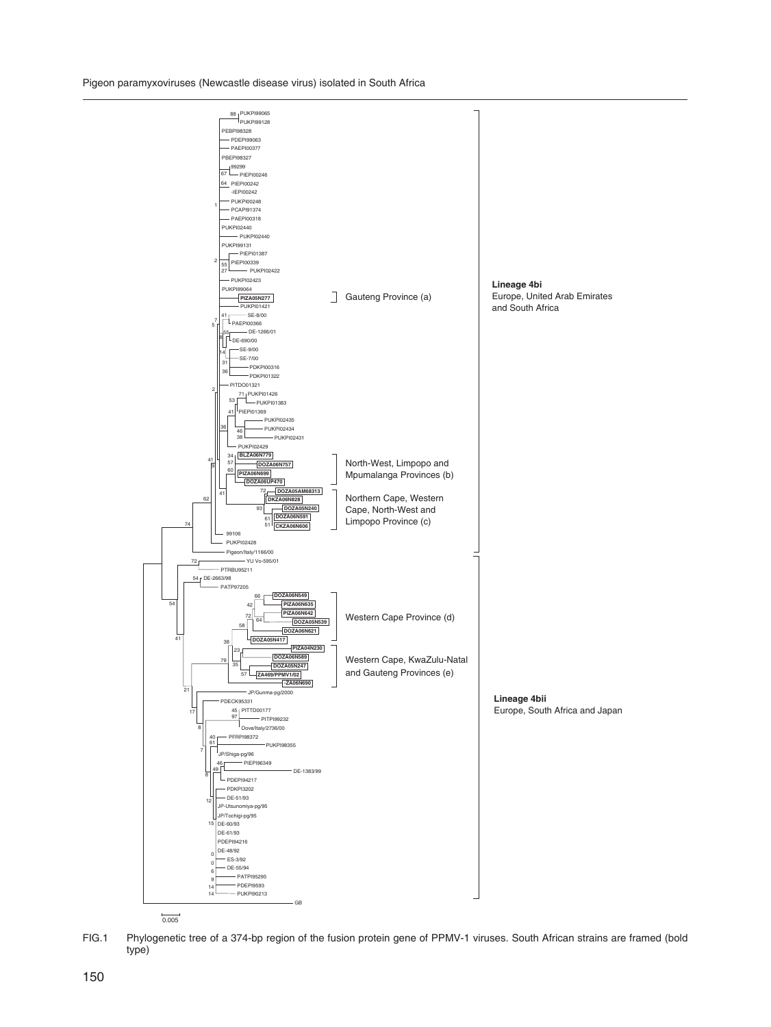FIG.1 Phylogenetic tree of a 374-bp region of the fusion protein gene of PPMV-1 viruses. South African strains are framed (bold type)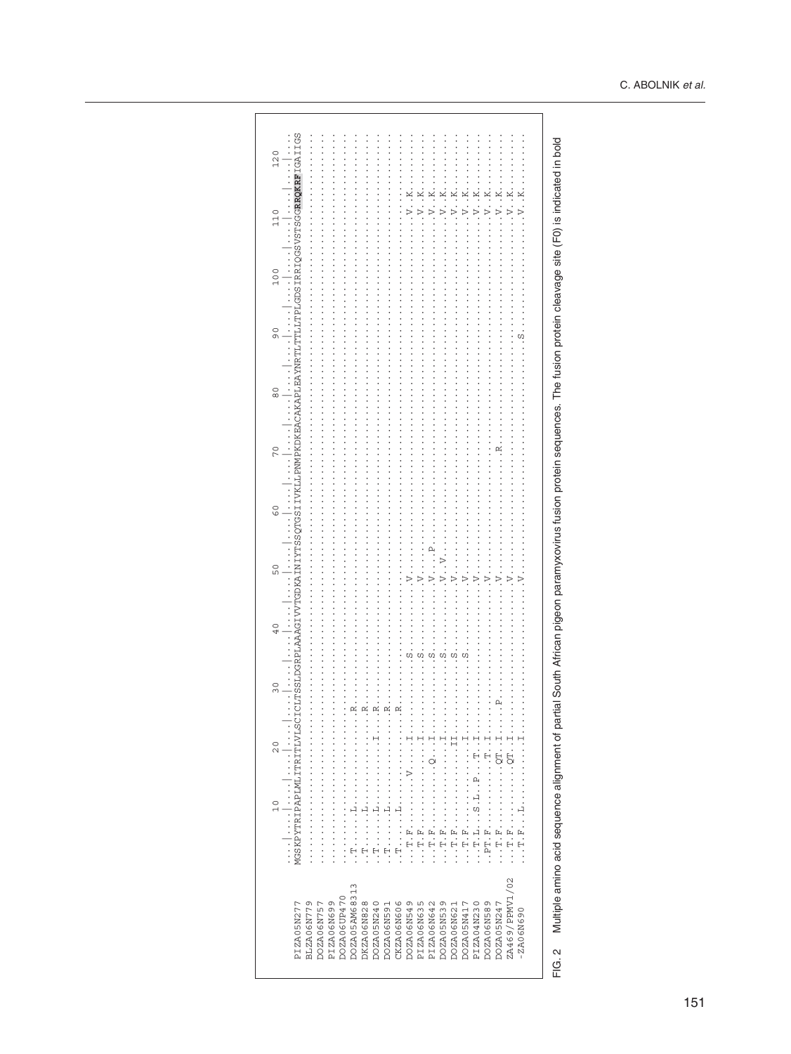```
                   10        20        30        40        50        60        70        80        90        100       110       120
          ....|....|....|....|....|....|....|....|....|....|....|....|....|....|....|....|....|....|....|....|....|....|....|....|
PIZA05N277     MGSKPYTRIPAPLMLITRITLVLSCICLTSSLDGRPLAAAGIVVTGDKAINIYTSSQTGSIIVKLLPNMPKDKEACAKAPLEAYNRTLTTLLTPLGDSIRRIQGSVSTSGGRRQKRFIGAIIGS
BLZA06N779     ........................................................................................................................
DOZA06N757     ........................................................................................................................
PIZA06N699     ........................................................................................................................
DOZA06UP470    ........................................................................................................................
DOZA05AM68313  ..T....L.............R..................................................................................................
DKZA06N828     ..T....L.............R..................................................................................................
DOZA05N240     ..T....L.......I.....R..................................................................................................
DOZA06N591     ..T....L.............R..................................................................................................
CKZA06N606     ..T....L.............R..................................................................................................
DOZA06N549     ...T.F.........V....I...........S.........V.......................................................V..K......
PIZA06N635     ...T.F..............I...........S.........V.......................................................V..K......
PIZA06N642     ...T.F...........Q..I...........S.........V...P...................................................V..K......
DOZA05N539     ...T.F..............I...........S.........V..V....................................................V..K......
DOZA06N621     ...T.F.............II...........S.........V.......................................................V..K......
DOZA05N417     ...T.F..............I...........S.........V.......................................................V..K......
PIZA04N230     ...T.L..S.L..P...T..I.....................V.......................................................V..K......
DOZA06N589     ...PT.F..........T..I.....................V.......................................................V..K......
DOZA05N247     ...T.F..........QT..I.......P.............V..................R....................................V..K......
ZA469/PPMV1/02 ...T.F..........QT..I.....................V.......................................................V..K......
-ZA06N690      ...T.F..L...........I.....................V................................................S......V..K......
```

FIG. 2 Multiple amino acid sequence alignment of partial South African pigeon paramyxovirus fusion protein sequences. The fusion protein cleavage site (F0) is indicated in bold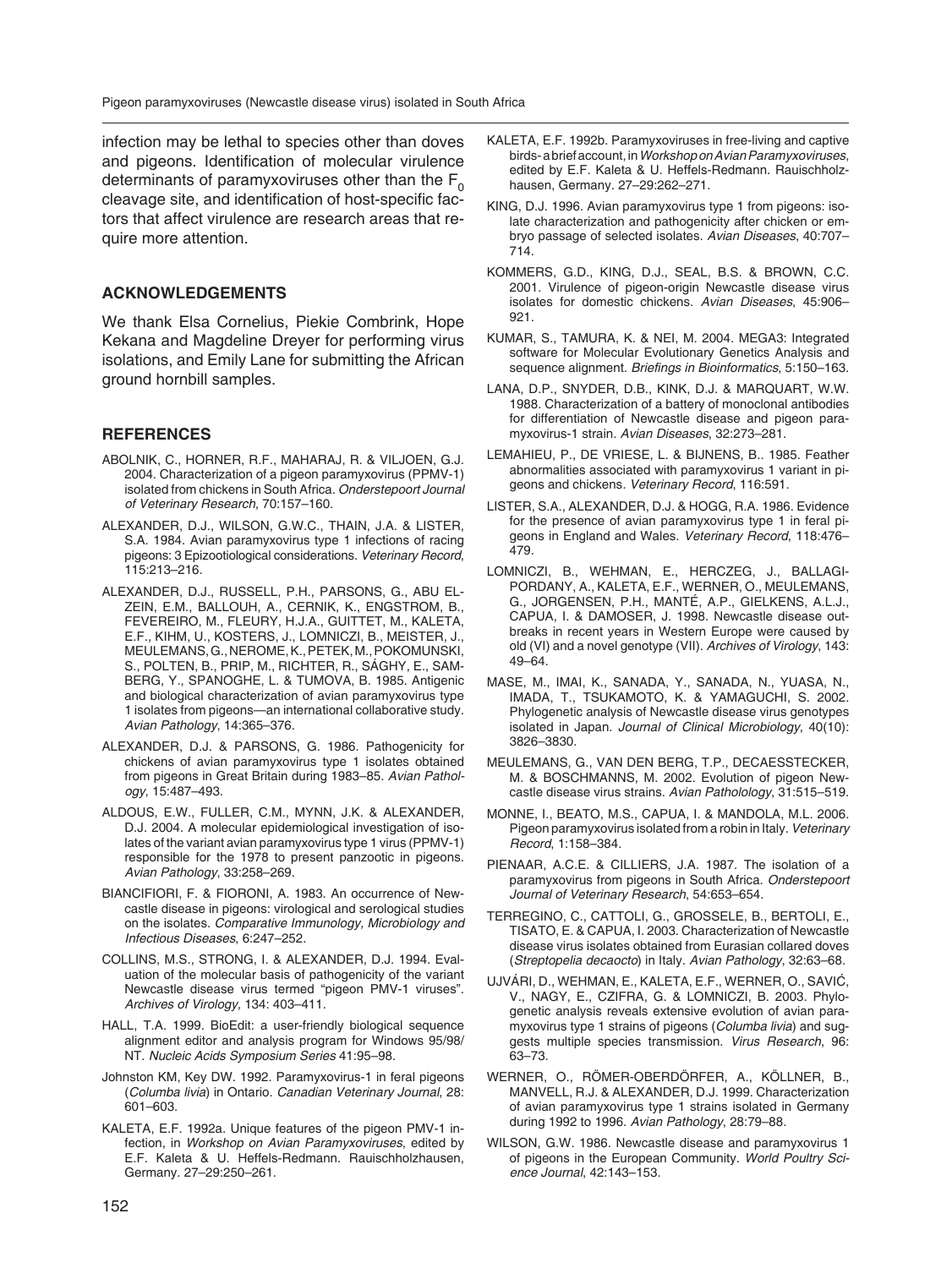infection may be lethal to species other than doves and pigeons. Identification of molecular virulence determinants of paramyxoviruses other than the $F_0$ cleavage site, and identification of host-specific factors that affect virulence are research areas that require more attention.

## ACKNOWLEDGEMENTS

We thank Elsa Cornelius, Piekie Combrink, Hope Kekana and Magdeline Dreyer for performing virus isolations, and Emily Lane for submitting the African ground hornbill samples.

## REFERENCES

ABOLNIK, C., HORNER, R.F., MAHARAJ, R. & VILJOEN, G.J. 2004. Characterization of a pigeon paramyxovirus (PPMV-1) isolated from chickens in South Africa. *Onderstepoort Journal of Veterinary Research,* 70:157–160.

ALEXANDER, D.J., WILSON, G.W.C., THAIN, J.A. & LISTER, S.A. 1984. Avian paramyxovirus type 1 infections of racing pigeons: 3 Epizootiological considerations. *Veterinary Record*, 115:213–216.

ALEXANDER, D.J., RUSSELL, P.H., PARSONS, G., ABU ELZEIN, E.M., BALLOUH, A., CERNIK, K., ENGSTROM, B., FEVEREIRO, M., FLEURY, H.J.A., GUITTET, M., KALETA, E.F., KIHM, U., KOSTERS, J., LOMNICZI, B., MEISTER, J., MEULEMANS, G., NEROME, K., PETEK, M., POKOMUNSKI, S., POLTEN, B., PRIP, M., RICHTER, R., SÁGHY, E., SAMBERG, Y., SPANOGHE, L. & TUMOVA, B. 1985. Antigenic and biological characterization of avian paramyxovirus type 1 isolates from pigeons—an international collaborative study. *Avian Pathology*, 14:365–376.

ALEXANDER, D.J. & PARSONS, G. 1986. Pathogenicity for chickens of avian paramyxovirus type 1 isolates obtained from pigeons in Great Britain during 1983–85. *Avian Pathology*, 15:487–493.

ALDOUS, E.W., FULLER, C.M., MYNN, J.K. & ALEXANDER, D.J. 2004. A molecular epidemiological investigation of isolates of the variant avian paramyxovirus type 1 virus (PPMV-1) responsible for the 1978 to present panzootic in pigeons. *Avian Pathology*, 33:258–269.

BIANCIFIORI, F. & FIORONI, A. 1983. An occurrence of Newcastle disease in pigeons: virological and serological studies on the isolates. *Comparative Immunology, Microbiology and Infectious Diseases*, 6:247–252.

COLLINS, M.S., STRONG, I. & ALEXANDER, D.J. 1994. Evaluation of the molecular basis of pathogenicity of the variant Newcastle disease virus termed "pigeon PMV-1 viruses". *Archives of Virology,* 134: 403–411.

HALL, T.A. 1999. BioEdit: a user-friendly biological sequence alignment editor and analysis program for Windows 95/98/NT. *Nucleic Acids Symposium Series* 41:95–98.

Johnston KM, Key DW. 1992. Paramyxovirus-1 in feral pigeons (*Columba livia*) in Ontario. *Canadian Veterinary Journal*, 28: 601–603.

KALETA, E.F. 1992a. Unique features of the pigeon PMV-1 infection, in *Workshop on Avian Paramyxoviruses*, edited by E.F. Kaleta & U. Heffels-Redmann. Rauischholzhausen, Germany. 27–29:250–261.

KALETA, E.F. 1992b. Paramyxoviruses in free-living and captive birds- a brief account, in *Workshop on Avian Paramyxoviruses*, edited by E.F. Kaleta & U. Heffels-Redmann. Rauischholzhausen, Germany. 27–29:262–271.

KING, D.J. 1996. Avian paramyxovirus type 1 from pigeons: isolate characterization and pathogenicity after chicken or embryo passage of selected isolates. *Avian Diseases*, 40:707–714.

KOMMERS, G.D., KING, D.J., SEAL, B.S. & BROWN, C.C. 2001. Virulence of pigeon-origin Newcastle disease virus isolates for domestic chickens. *Avian Diseases*, 45:906–921.

KUMAR, S., TAMURA, K. & NEI, M. 2004. MEGA3: Integrated software for Molecular Evolutionary Genetics Analysis and sequence alignment. *Briefings in Bioinformatics*, 5:150–163.

LANA, D.P., SNYDER, D.B., KINK, D.J. & MARQUART, W.W. 1988. Characterization of a battery of monoclonal antibodies for differentiation of Newcastle disease and pigeon paramyxovirus-1 strain. *Avian Diseases*, 32:273–281.

LEMAHIEU, P., DE VRIESE, L. & BIJNENS, B.. 1985. Feather abnormalities associated with paramyxovirus 1 variant in pigeons and chickens. *Veterinary Record*, 116:591.

LISTER, S.A., ALEXANDER, D.J. & HOGG, R.A. 1986. Evidence for the presence of avian paramyxovirus type 1 in feral pigeons in England and Wales. *Veterinary Record*, 118:476–479.

LOMNICZI, B., WEHMAN, E., HERCZEG, J., BALLAGI-PORDANY, A., KALETA, E.F., WERNER, O., MEULEMANS, G., JORGENSEN, P.H., MANTÉ, A.P., GIELKENS, A.L.J., CAPUA, I. & DAMOSER, J. 1998. Newcastle disease outbreaks in recent years in Western Europe were caused by old (VI) and a novel genotype (VII). *Archives of Virology*, 143: 49–64.

MASE, M., IMAI, K., SANADA, Y., SANADA, N., YUASA, N., IMADA, T., TSUKAMOTO, K. & YAMAGUCHI, S. 2002. Phylogenetic analysis of Newcastle disease virus genotypes isolated in Japan. *Journal of Clinical Microbiology*, 40(10): 3826–3830.

MEULEMANS, G., VAN DEN BERG, T.P., DECAESSTECKER, M. & BOSCHMANNS, M. 2002. Evolution of pigeon Newcastle disease virus strains. *Avian Patholology*, 31:515–519.

MONNE, I., BEATO, M.S., CAPUA, I. & MANDOLA, M.L. 2006. Pigeon paramyxovirus isolated from a robin in Italy. *Veterinary Record*, 1:158–384.

PIENAAR, A.C.E. & CILLIERS, J.A. 1987. The isolation of a paramyxovirus from pigeons in South Africa. *Onderstepoort Journal of Veterinary Research*, 54:653–654.

TERREGINO, C., CATTOLI, G., GROSSELE, B., BERTOLI, E., TISATO, E. & CAPUA, I. 2003. Characterization of Newcastle disease virus isolates obtained from Eurasian collared doves (*Streptopelia decaocto*) in Italy. *Avian Pathology*, 32:63–68.

UJVÁRI, D., WEHMAN, E., KALETA, E.F., WERNER, O., SAVIĆ, V., NAGY, E., CZIFRA, G. & LOMNICZI, B. 2003. Phylogenetic analysis reveals extensive evolution of avian paramyxovirus type 1 strains of pigeons (*Columba livia*) and suggests multiple species transmission. *Virus Research*, 96: 63–73.

WERNER, O., RÖMER-OBERDÖRFER, A., KÖLLNER, B., MANVELL, R.J. & ALEXANDER, D.J. 1999. Characterization of avian paramyxovirus type 1 strains isolated in Germany during 1992 to 1996. *Avian Pathology*, 28:79–88.

WILSON, G.W. 1986. Newcastle disease and paramyxovirus 1 of pigeons in the European Community. *World Poultry Science Journal*, 42:143–153.